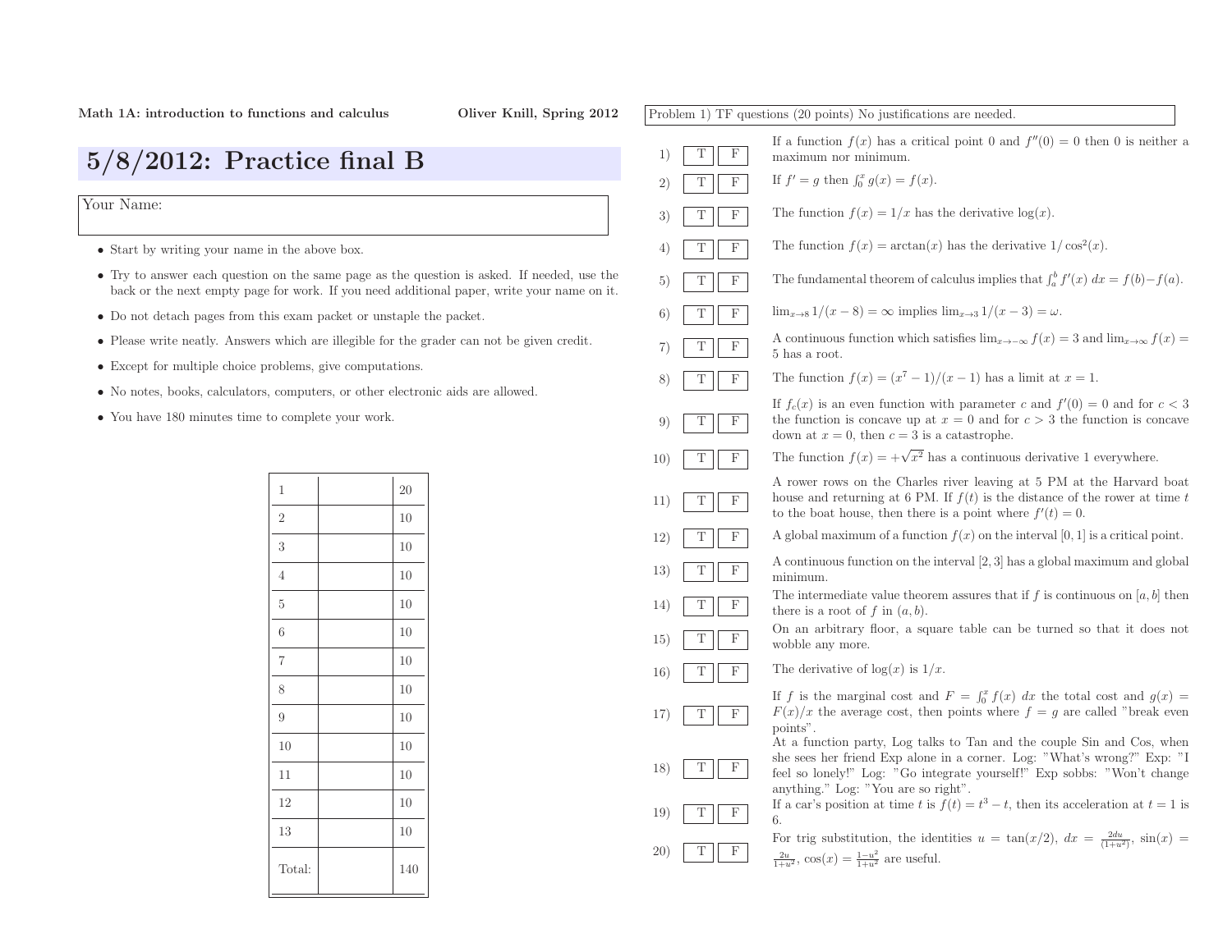**Math 1A: introduction to functions and calculus** **Oliver Knill, Spring 2012**

# 5/8/2012: Practice final B

Your Name:

- Start by writing your name in the above box.
- Try to answer each question on the same page as the question is asked. If needed, use the back or the next empty page for work. If you need additional paper, write your name on it.
- Do not detach pages from this exam packet or unstaple the packet.
- Please write neatly. Answers which are illegible for the grader can not be given credit.
- Except for multiple choice problems, give computations.
- No notes, books, calculators, computers, or other electronic aids are allowed.
- You have 180 minutes time to complete your work.

| | | |
|---|---|---|
| 1 | | 20 |
| 2 | | 10 |
| 3 | | 10 |
| 4 | | 10 |
| 5 | | 10 |
| 6 | | 10 |
| 7 | | 10 |
| 8 | | 10 |
| 9 | | 10 |
| 10 | | 10 |
| 11 | | 10 |
| 12 | | 10 |
| 13 | | 10 |
| Total: | | 140 |

Problem 1) TF questions (20 points) No justifications are needed.

1) T F If a function $f(x)$ has a critical point 0 and $f''(0) = 0$ then 0 is neither a maximum nor minimum.

2) T F If $f' = g$ then $\int_0^x g(x) = f(x)$.

3) T F The function $f(x) = 1/x$ has the derivative $\log(x)$.

4) T F The function $f(x) = \arctan(x)$ has the derivative $1/\cos^2(x)$.

5) T F The fundamental theorem of calculus implies that $\int_a^b f'(x)\, dx = f(b) - f(a)$.

6) T F $\lim_{x \to 8} 1/(x-8) = \infty$ implies $\lim_{x \to 3} 1/(x-3) = \omega$.

7) T F A continuous function which satisfies $\lim_{x \to -\infty} f(x) = 3$ and $\lim_{x \to \infty} f(x) = 5$ has a root.

8) T F The function $f(x) = (x^7 - 1)/(x - 1)$ has a limit at $x = 1$.

9) T F If $f_c(x)$ is an even function with parameter $c$ and $f'(0) = 0$ and for $c < 3$ the function is concave up at $x = 0$ and for $c > 3$ the function is concave down at $x = 0$, then $c = 3$ is a catastrophe.

10) T F The function $f(x) = +\sqrt{x^2}$ has a continuous derivative 1 everywhere.

11) T F A rower rows on the Charles river leaving at 5 PM at the Harvard boat house and returning at 6 PM. If $f(t)$ is the distance of the rower at time $t$ to the boat house, then there is a point where $f'(t) = 0$.

12) T F A global maximum of a function $f(x)$ on the interval $[0, 1]$ is a critical point.

13) T F A continuous function on the interval $[2, 3]$ has a global maximum and global minimum.

14) T F The intermediate value theorem assures that if $f$ is continuous on $[a, b]$ then there is a root of $f$ in $(a, b)$.

15) T F On an arbitrary floor, a square table can be turned so that it does not wobble any more.

16) T F The derivative of $\log(x)$ is $1/x$.

17) T F If $f$ is the marginal cost and $F = \int_0^x f(x)\, dx$ the total cost and $g(x) = F(x)/x$ the average cost, then points where $f = g$ are called "break even points".

18) T F At a function party, Log talks to Tan and the couple Sin and Cos, when she sees her friend Exp alone in a corner. Log: "What's wrong?" Exp: "I feel so lonely!" Log: "Go integrate yourself!" Exp sobbs: "Won't change anything." Log: "You are so right".

19) T F If a car's position at time $t$ is $f(t) = t^3 - t$, then its acceleration at $t = 1$ is 6.

20) T F For trig substitution, the identities $u = \tan(x/2)$, $dx = \frac{2du}{(1+u^2)}$, $\sin(x) = \frac{2u}{1+u^2}$, $\cos(x) = \frac{1-u^2}{1+u^2}$ are useful.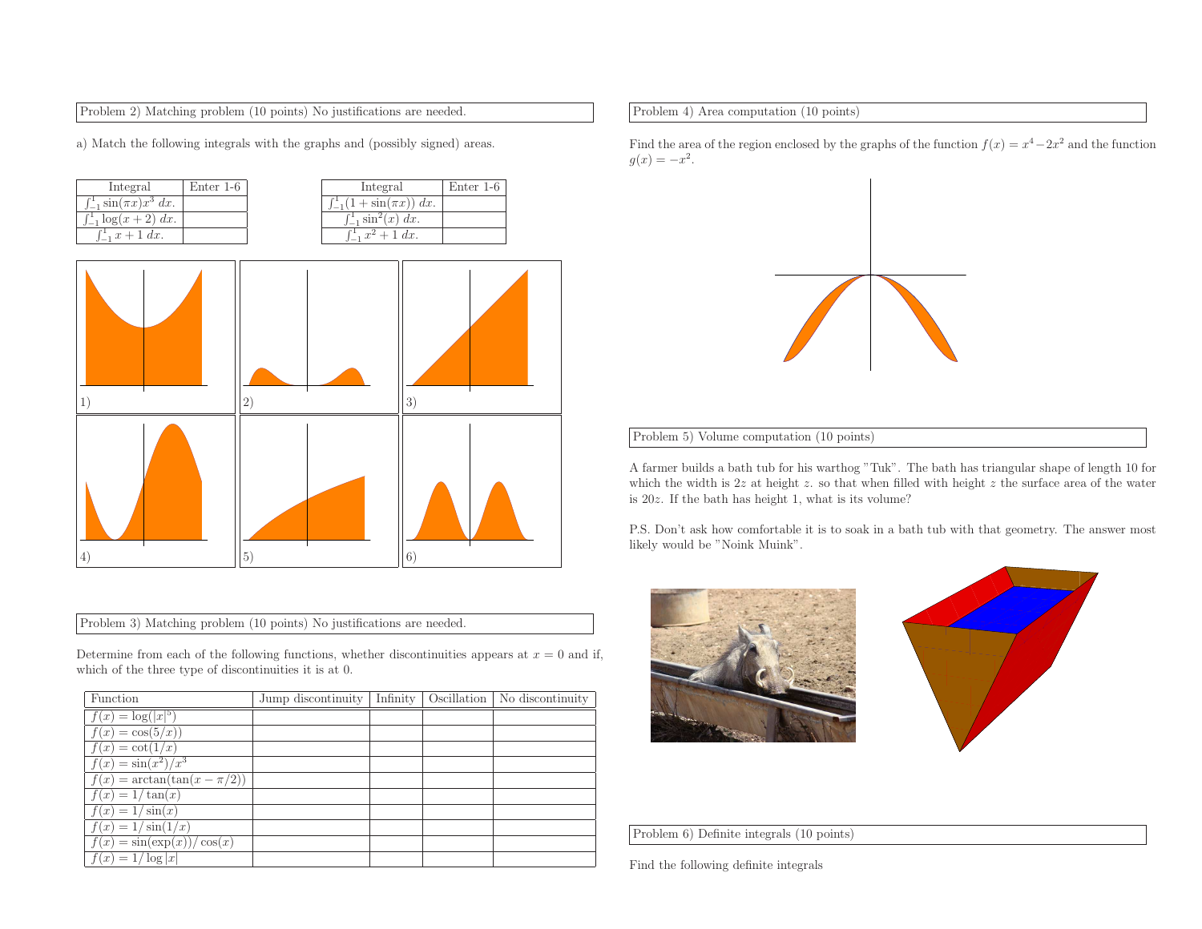Problem 2) Matching problem (10 points) No justifications are needed.

a) Match the following integrals with the graphs and (possibly signed) areas.

| Integral | Enter 1-6 |
| --- | --- |
| $\int_{-1}^{1} \sin(\pi x)x^3\, dx$. | |
| $\int_{-1}^{1} \log(x+2)\, dx$. | |
| $\int_{-1}^{1} x+1\, dx$. | |

| Integral | Enter 1-6 |
| --- | --- |
| $\int_{-1}^{1} (1+\sin(\pi x))\, dx$. | |
| $\int_{-1}^{1} \sin^2(x)\, dx$. | |
| $\int_{-1}^{1} x^2+1\, dx$. | |

1) 2) 3)

4) 5) 6)

Problem 3) Matching problem (10 points) No justifications are needed.

Determine from each of the following functions, whether discontinuities appears at $x = 0$ and if, which of the three type of discontinuities it is at 0.

| Function | Jump discontinuity | Infinity | Oscillation | No discontinuity |
| --- | --- | --- | --- | --- |
| $f(x) = \log(\lvert x\rvert^5)$ | | | | |
| $f(x) = \cos(5/x))$ | | | | |
| $f(x) = \cot(1/x)$ | | | | |
| $f(x) = \sin(x^2)/x^3$ | | | | |
| $f(x) = \arctan(\tan(x - \pi/2))$ | | | | |
| $f(x) = 1/\tan(x)$ | | | | |
| $f(x) = 1/\sin(x)$ | | | | |
| $f(x) = 1/\sin(1/x)$ | | | | |
| $f(x) = \sin(\exp(x))/\cos(x)$ | | | | |
| $f(x) = 1/\log\lvert x\rvert$ | | | | |

Problem 4) Area computation (10 points)

Find the area of the region enclosed by the graphs of the function $f(x) = x^4 - 2x^2$ and the function $g(x) = -x^2$.

Problem 5) Volume computation (10 points)

A farmer builds a bath tub for his warthog "Tuk". The bath has triangular shape of length 10 for which the width is $2z$ at height $z$. so that when filled with height $z$ the surface area of the water is $20z$. If the bath has height 1, what is its volume?

P.S. Don't ask how comfortable it is to soak in a bath tub with that geometry. The answer most likely would be "Noink Muink".

Problem 6) Definite integrals (10 points)

Find the following definite integrals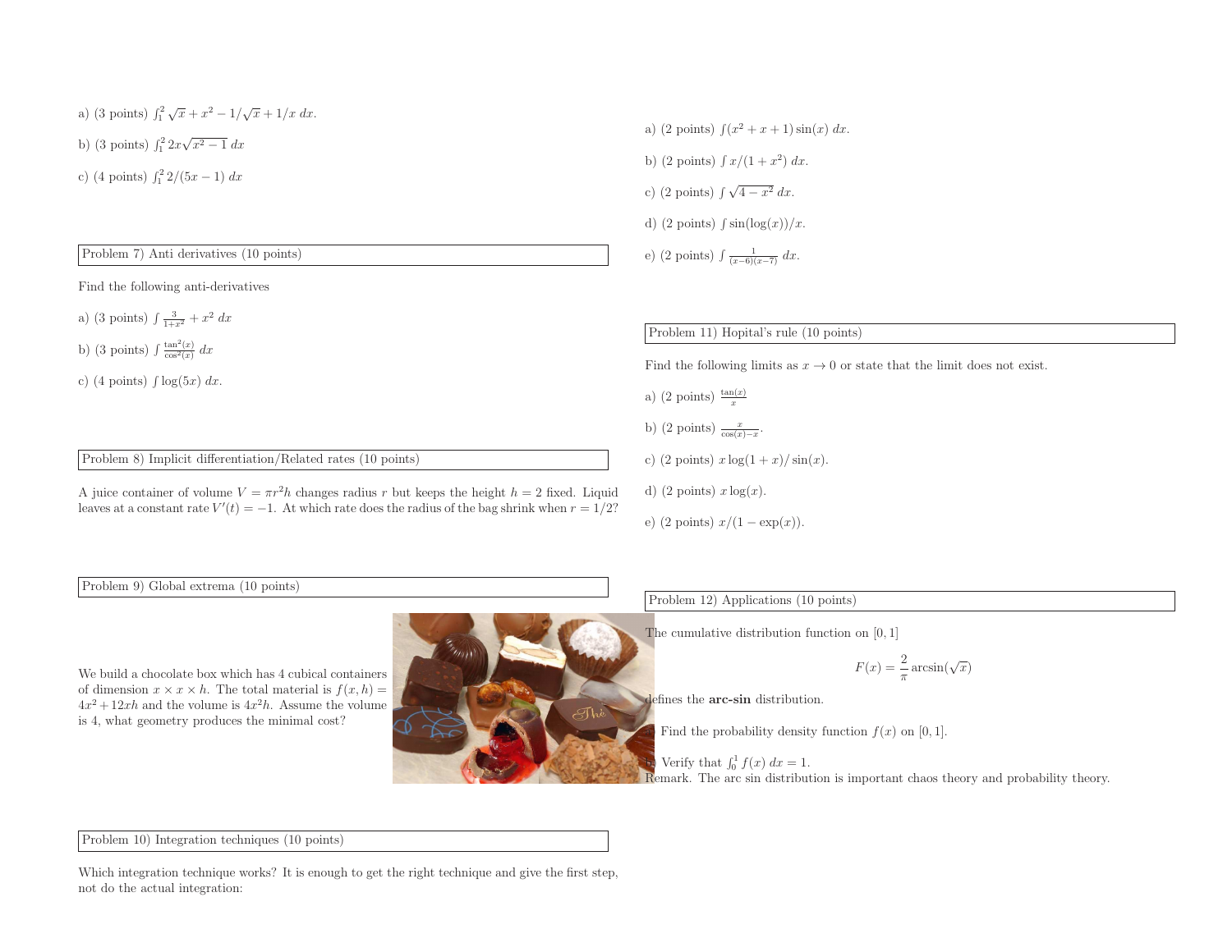a) (3 points) $\int_1^2 \sqrt{x} + x^2 - 1/\sqrt{x} + 1/x \; dx$.

b) (3 points) $\int_1^2 2x\sqrt{x^2-1} \; dx$

c) (4 points) $\int_1^2 2/(5x-1) \; dx$

## Problem 7) Anti derivatives (10 points)

Find the following anti-derivatives

a) (3 points) $\int \frac{3}{1+x^2} + x^2 \; dx$

b) (3 points) $\int \frac{\tan^2(x)}{\cos^2(x)} \; dx$

c) (4 points) $\int \log(5x) \; dx$.

## Problem 8) Implicit differentiation/Related rates (10 points)

A juice container of volume $V = \pi r^2 h$ changes radius $r$ but keeps the height $h = 2$ fixed. Liquid leaves at a constant rate $V'(t) = -1$. At which rate does the radius of the bag shrink when $r = 1/2$?

## Problem 9) Global extrema (10 points)

We build a chocolate box which has 4 cubical containers of dimension $x \times x \times h$. The total material is $f(x,h) = 4x^2 + 12xh$ and the volume is $4x^2h$. Assume the volume is 4, what geometry produces the minimal cost?

## Problem 10) Integration techniques (10 points)

Which integration technique works? It is enough to get the right technique and give the first step, not do the actual integration:

a) (2 points) $\int (x^2 + x + 1)\sin(x) \; dx$.

b) (2 points) $\int x/(1+x^2) \; dx$.

c) (2 points) $\int \sqrt{4-x^2} \; dx$.

d) (2 points) $\int \sin(\log(x))/x$.

e) (2 points) $\int \frac{1}{(x-6)(x-7)} \; dx$.

## Problem 11) Hopital's rule (10 points)

Find the following limits as $x \to 0$ or state that the limit does not exist.

a) (2 points) $\frac{\tan(x)}{x}$

b) (2 points) $\frac{x}{\cos(x)-x}$.

c) (2 points) $x\log(1+x)/\sin(x)$.

d) (2 points) $x\log(x)$.

e) (2 points) $x/(1-\exp(x))$.

## Problem 12) Applications (10 points)

The cumulative distribution function on $[0,1]$

$$F(x) = \frac{2}{\pi}\arcsin(\sqrt{x})$$

defines the **arc-sin** distribution.

a) Find the probability density function $f(x)$ on $[0,1]$.

b) Verify that $\int_0^1 f(x) \; dx = 1$.

Remark. The arc sin distribution is important chaos theory and probability theory.